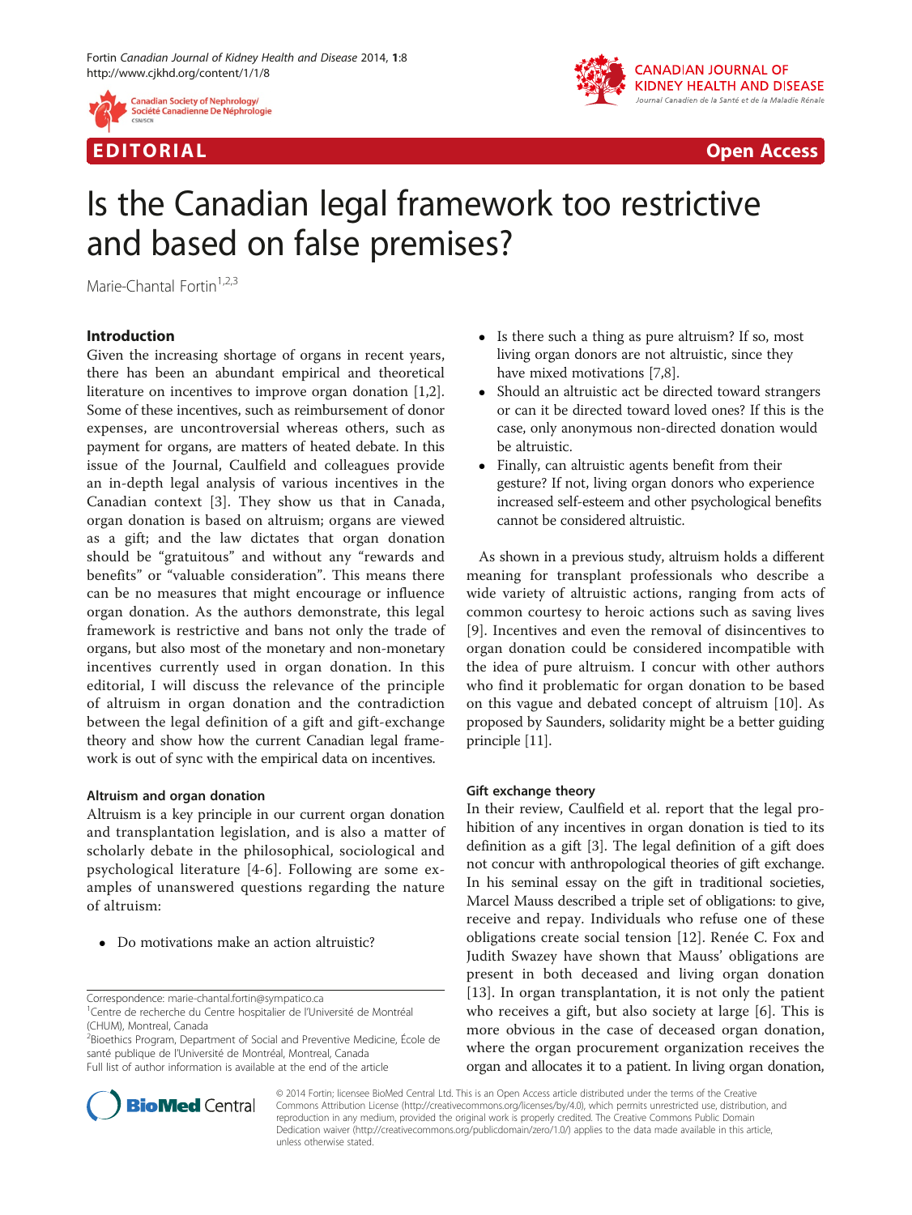EDITORIAL

Open Access

# Is the Canadian legal framework too restrictive and based on false premises?

Marie-Chantal Fortin[1,2,3]

## Introduction

Given the increasing shortage of organs in recent years, there has been an abundant empirical and theoretical literature on incentives to improve organ donation [1,2]. Some of these incentives, such as reimbursement of donor expenses, are uncontroversial whereas others, such as payment for organs, are matters of heated debate. In this issue of the Journal, Caulfield and colleagues provide an in-depth legal analysis of various incentives in the Canadian context [3]. They show us that in Canada, organ donation is based on altruism; organs are viewed as a gift; and the law dictates that organ donation should be "gratuitous" and without any "rewards and benefits" or "valuable consideration". This means there can be no measures that might encourage or influence organ donation. As the authors demonstrate, this legal framework is restrictive and bans not only the trade of organs, but also most of the monetary and non-monetary incentives currently used in organ donation. In this editorial, I will discuss the relevance of the principle of altruism in organ donation and the contradiction between the legal definition of a gift and gift-exchange theory and show how the current Canadian legal framework is out of sync with the empirical data on incentives.

### Altruism and organ donation

Altruism is a key principle in our current organ donation and transplantation legislation, and is also a matter of scholarly debate in the philosophical, sociological and psychological literature [4-6]. Following are some examples of unanswered questions regarding the nature of altruism:

- Do motivations make an action altruistic?
- Is there such a thing as pure altruism? If so, most living organ donors are not altruistic, since they have mixed motivations [7,8].
- Should an altruistic act be directed toward strangers or can it be directed toward loved ones? If this is the case, only anonymous non-directed donation would be altruistic.
- Finally, can altruistic agents benefit from their gesture? If not, living organ donors who experience increased self-esteem and other psychological benefits cannot be considered altruistic.

As shown in a previous study, altruism holds a different meaning for transplant professionals who describe a wide variety of altruistic actions, ranging from acts of common courtesy to heroic actions such as saving lives [9]. Incentives and even the removal of disincentives to organ donation could be considered incompatible with the idea of pure altruism. I concur with other authors who find it problematic for organ donation to be based on this vague and debated concept of altruism [10]. As proposed by Saunders, solidarity might be a better guiding principle [11].

### Gift exchange theory

In their review, Caulfield et al. report that the legal prohibition of any incentives in organ donation is tied to its definition as a gift [3]. The legal definition of a gift does not concur with anthropological theories of gift exchange. In his seminal essay on the gift in traditional societies, Marcel Mauss described a triple set of obligations: to give, receive and repay. Individuals who refuse one of these obligations create social tension [12]. Renée C. Fox and Judith Swazey have shown that Mauss' obligations are present in both deceased and living organ donation [13]. In organ transplantation, it is not only the patient who receives a gift, but also society at large [6]. This is more obvious in the case of deceased organ donation, where the organ procurement organization receives the organ and allocates it to a patient. In living organ donation,

Correspondence: marie-chantal.fortin@sympatico.ca

[1]Centre de recherche du Centre hospitalier de l'Université de Montréal (CHUM), Montreal, Canada

[2]Bioethics Program, Department of Social and Preventive Medicine, École de santé publique de l'Université de Montréal, Montreal, Canada

Full list of author information is available at the end of the article

© 2014 Fortin; licensee BioMed Central Ltd. This is an Open Access article distributed under the terms of the Creative Commons Attribution License (http://creativecommons.org/licenses/by/4.0), which permits unrestricted use, distribution, and reproduction in any medium, provided the original work is properly credited. The Creative Commons Public Domain Dedication waiver (http://creativecommons.org/publicdomain/zero/1.0/) applies to the data made available in this article, unless otherwise stated.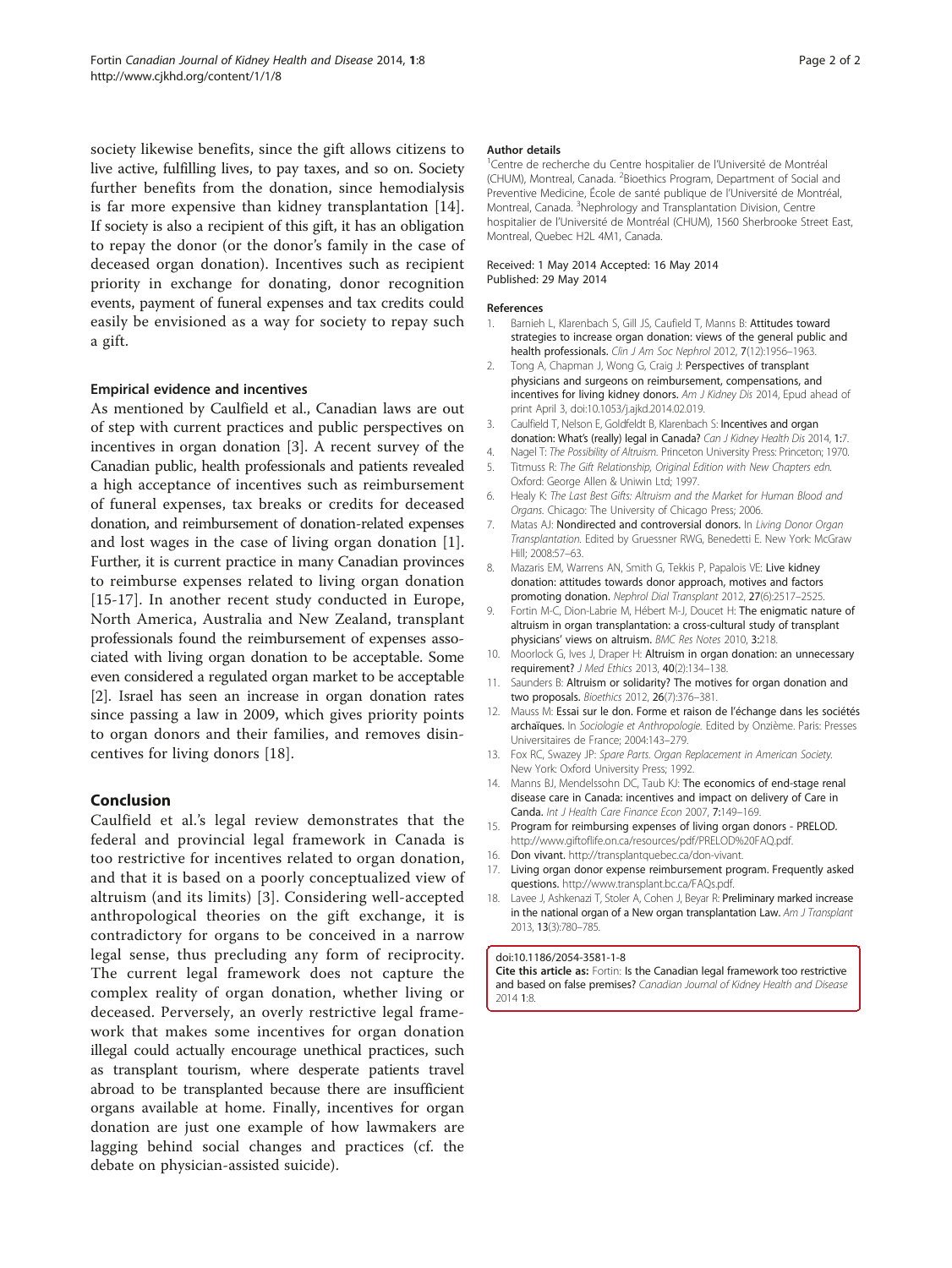society likewise benefits, since the gift allows citizens to live active, fulfilling lives, to pay taxes, and so on. Society further benefits from the donation, since hemodialysis is far more expensive than kidney transplantation [14]. If society is also a recipient of this gift, it has an obligation to repay the donor (or the donor's family in the case of deceased organ donation). Incentives such as recipient priority in exchange for donating, donor recognition events, payment of funeral expenses and tax credits could easily be envisioned as a way for society to repay such a gift.

### Empirical evidence and incentives

As mentioned by Caulfield et al., Canadian laws are out of step with current practices and public perspectives on incentives in organ donation [3]. A recent survey of the Canadian public, health professionals and patients revealed a high acceptance of incentives such as reimbursement of funeral expenses, tax breaks or credits for deceased donation, and reimbursement of donation-related expenses and lost wages in the case of living organ donation [1]. Further, it is current practice in many Canadian provinces to reimburse expenses related to living organ donation [15-17]. In another recent study conducted in Europe, North America, Australia and New Zealand, transplant professionals found the reimbursement of expenses associated with living organ donation to be acceptable. Some even considered a regulated organ market to be acceptable [2]. Israel has seen an increase in organ donation rates since passing a law in 2009, which gives priority points to organ donors and their families, and removes disincentives for living donors [18].

## Conclusion

Caulfield et al.'s legal review demonstrates that the federal and provincial legal framework in Canada is too restrictive for incentives related to organ donation, and that it is based on a poorly conceptualized view of altruism (and its limits) [3]. Considering well-accepted anthropological theories on the gift exchange, it is contradictory for organs to be conceived in a narrow legal sense, thus precluding any form of reciprocity. The current legal framework does not capture the complex reality of organ donation, whether living or deceased. Perversely, an overly restrictive legal framework that makes some incentives for organ donation illegal could actually encourage unethical practices, such as transplant tourism, where desperate patients travel abroad to be transplanted because there are insufficient organs available at home. Finally, incentives for organ donation are just one example of how lawmakers are lagging behind social changes and practices (cf. the debate on physician-assisted suicide).

#### Author details

[1]Centre de recherche du Centre hospitalier de l'Université de Montréal (CHUM), Montreal, Canada. [2]Bioethics Program, Department of Social and Preventive Medicine, École de santé publique de l'Université de Montréal, Montreal, Canada. [3]Nephrology and Transplantation Division, Centre hospitalier de l'Université de Montréal (CHUM), 1560 Sherbrooke Street East, Montreal, Quebec H2L 4M1, Canada.

Received: 1 May 2014 Accepted: 16 May 2014
Published: 29 May 2014

#### References

1. Barnieh L, Klarenbach S, Gill JS, Caufield T, Manns B: **Attitudes toward strategies to increase organ donation: views of the general public and health professionals.** *Clin J Am Soc Nephrol* 2012, **7**(12):1956–1963.
2. Tong A, Chapman J, Wong G, Craig J: **Perspectives of transplant physicians and surgeons on reimbursement, compensations, and incentives for living kidney donors.** *Am J Kidney Dis* 2014, Epud ahead of print April 3, doi:10.1053/j.ajkd.2014.02.019.
3. Caulfield T, Nelson E, Goldfeldt B, Klarenbach S: **Incentives and organ donation: What's (really) legal in Canada?** *Can J Kidney Health Dis* 2014, **1**:7.
4. Nagel T: *The Possibility of Altruism*. Princeton University Press: Princeton; 1970.
5. Titmuss R: *The Gift Relationship, Original Edition with New Chapters edn.* Oxford: George Allen & Uniwin Ltd; 1997.
6. Healy K: *The Last Best Gifts: Altruism and the Market for Human Blood and Organs*. Chicago: The University of Chicago Press; 2006.
7. Matas AJ: **Nondirected and controversial donors.** In *Living Donor Organ Transplantation.* Edited by Gruessner RWG, Benedetti E. New York: McGraw Hill; 2008:57–63.
8. Mazaris EM, Warrens AN, Smith G, Tekkis P, Papalois VE: **Live kidney donation: attitudes towards donor approach, motives and factors promoting donation.** *Nephrol Dial Transplant* 2012, **27**(6):2517–2525.
9. Fortin M-C, Dion-Labrie M, Hébert M-J, Doucet H: **The enigmatic nature of altruism in organ transplantation: a cross-cultural study of transplant physicians' views on altruism.** *BMC Res Notes* 2010, **3**:218.
10. Moorlock G, Ives J, Draper H: **Altruism in organ donation: an unnecessary requirement?** *J Med Ethics* 2013, **40**(2):134–138.
11. Saunders B: **Altruism or solidarity? The motives for organ donation and two proposals.** *Bioethics* 2012, **26**(7):376–381.
12. Mauss M: **Essai sur le don. Forme et raison de l'échange dans les sociétés archaïques.** In *Sociologie et Anthropologie.* Edited by Onzième. Paris: Presses Universitaires de France; 2004:143–279.
13. Fox RC, Swazey JP: *Spare Parts. Organ Replacement in American Society.* New York: Oxford University Press; 1992.
14. Manns BJ, Mendelssohn DC, Taub KJ: **The economics of end-stage renal disease care in Canada: incentives and impact on delivery of Care in Canda.** *Int J Health Care Finance Econ* 2007, **7**:149–169.
15. **Program for reimbursing expenses of living organ donors - PRELOD.** http://www.giftoflife.on.ca/resources/pdf/PRELOD%20FAQ.pdf.
16. **Don vivant.** http://transplantquebec.ca/don-vivant.
17. **Living organ donor expense reimbursement program. Frequently asked questions.** http://www.transplant.bc.ca/FAQs.pdf.
18. Lavee J, Ashkenazi T, Stoler A, Cohen J, Beyar R: **Preliminary marked increase in the national organ of a New organ transplantation Law.** *Am J Transplant* 2013, **13**(3):780–785.

doi:10.1186/2054-3581-1-8
**Cite this article as:** Fortin: Is the Canadian legal framework too restrictive and based on false premises? *Canadian Journal of Kidney Health and Disease* 2014 **1**:8.